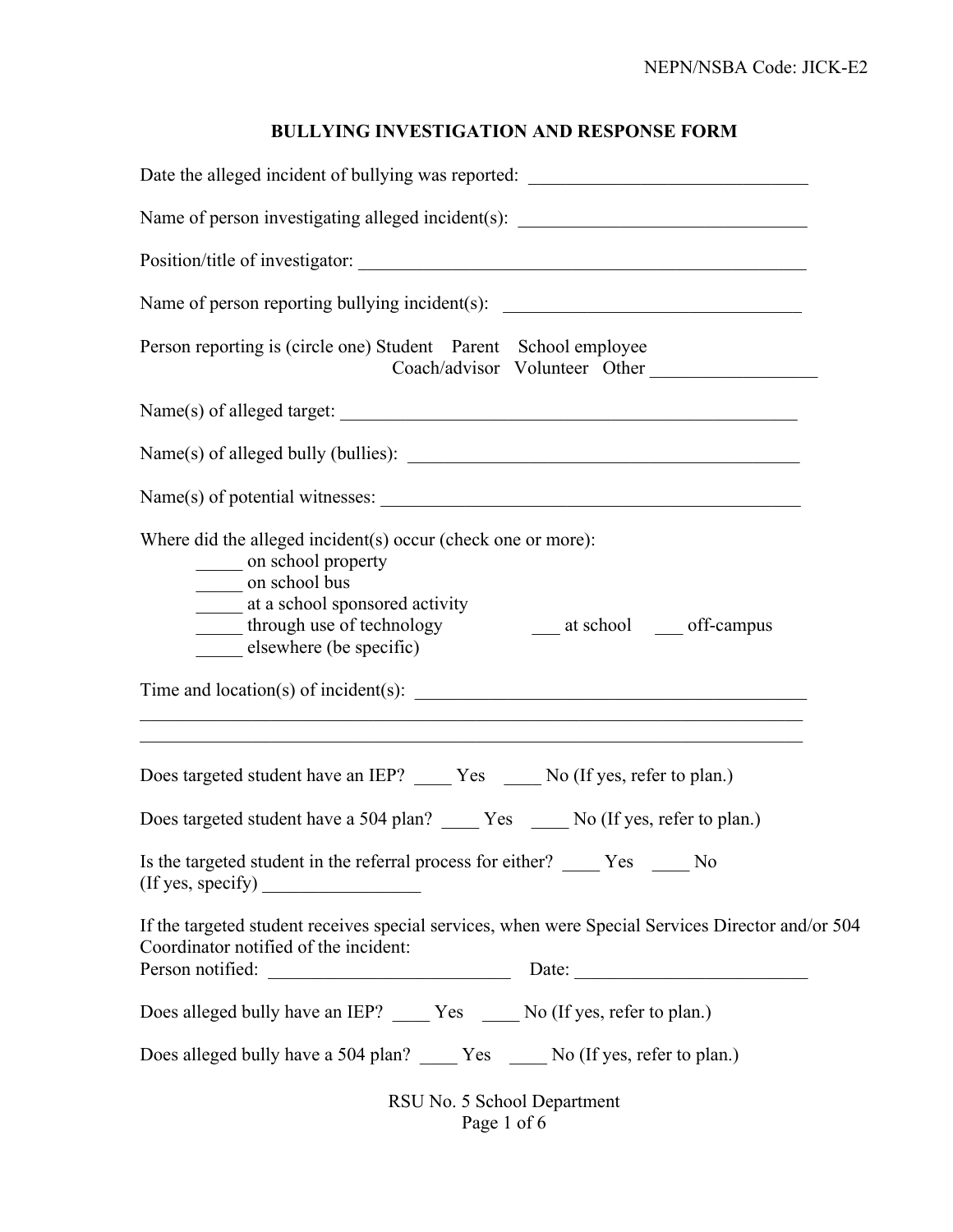NEPN/NSBA Code: JICK-E2

## BULLYING INVESTIGATION AND RESPONSE FORM

Date the alleged incident of bullying was reported: ______________________________

Name of person investigating alleged incident(s): ______________________________

Position/title of investigator: ______________________________________________

Name of person reporting bullying incident(s): ________________________________

Person reporting is (circle one) Student Parent School employee
Coach/advisor Volunteer Other __________________

Name(s) of alleged target: ________________________________________________

Name(s) of alleged bully (bullies): __________________________________________

Name(s) of potential witnesses: _____________________________________________

Where did the alleged incident(s) occur (check one or more):

_____ on school property
_____ on school bus
_____ at a school sponsored activity
_____ through use of technology ___ at school ___ off-campus
_____ elsewhere (be specific)

Time and location(s) of incident(s): __________________________________________
_________________________________________________________________________
_________________________________________________________________________

Does targeted student have an IEP? ____ Yes ____ No (If yes, refer to plan.)

Does targeted student have a 504 plan? ____ Yes ____ No (If yes, refer to plan.)

Is the targeted student in the referral process for either? ____ Yes ____ No
(If yes, specify) _________________

If the targeted student receives special services, when were Special Services Director and/or 504 Coordinator notified of the incident:
Person notified: __________________________ Date: _________________________

Does alleged bully have an IEP? ____ Yes ____ No (If yes, refer to plan.)

Does alleged bully have a 504 plan? ____ Yes ____ No (If yes, refer to plan.)

RSU No. 5 School Department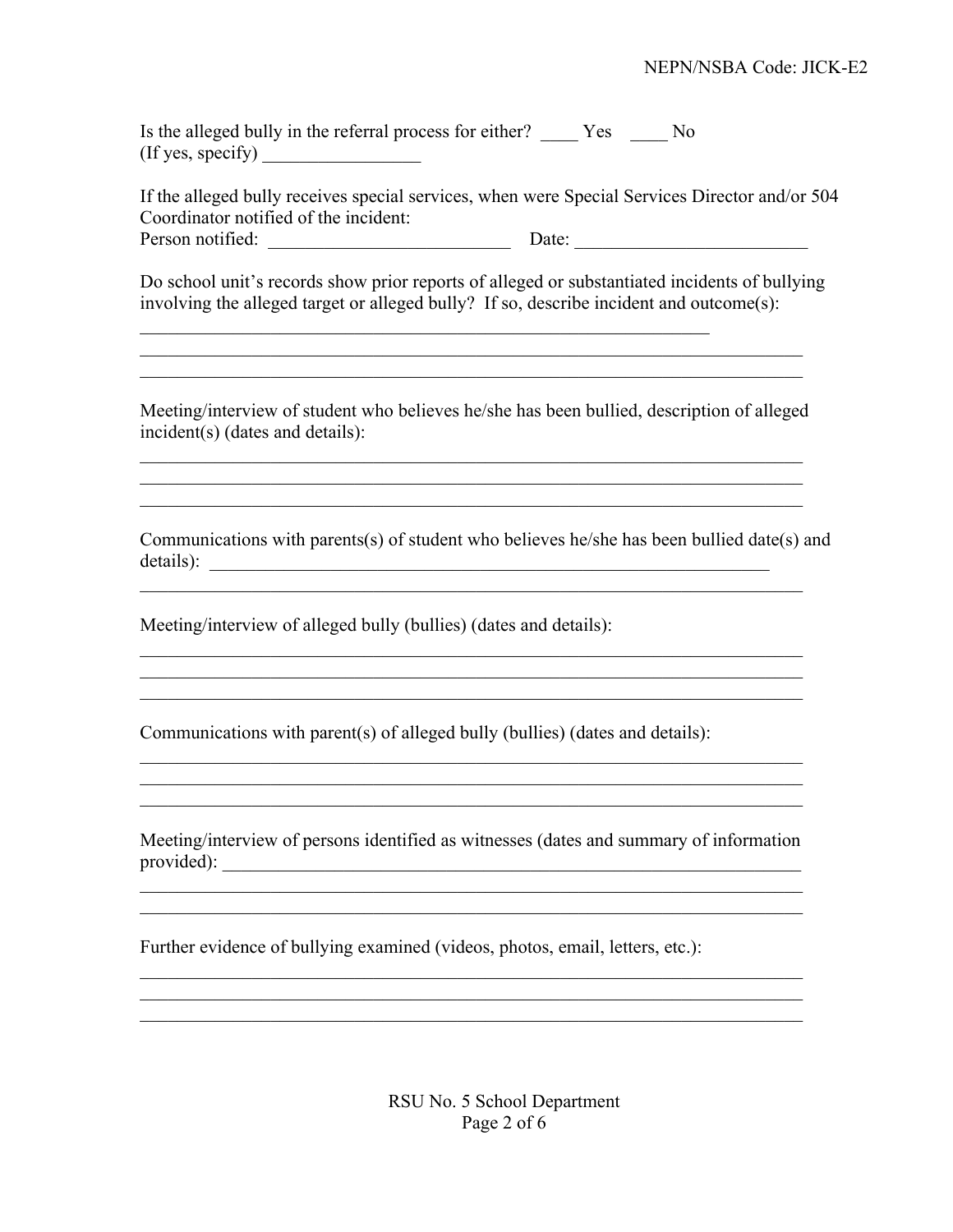Is the alleged bully in the referral process for either? ____ Yes ____ No
(If yes, specify) _________________

If the alleged bully receives special services, when were Special Services Director and/or 504 Coordinator notified of the incident:
Person notified: __________________________ Date: _________________________

Do school unit's records show prior reports of alleged or substantiated incidents of bullying involving the alleged target or alleged bully? If so, describe incident and outcome(s):

_________________________________________________________________
_________________________________________________________________
_________________________________________________________________

Meeting/interview of student who believes he/she has been bullied, description of alleged incident(s) (dates and details):

_________________________________________________________________
_________________________________________________________________
_________________________________________________________________

Communications with parents(s) of student who believes he/she has been bullied date(s) and details): _________________________________________________________________
_________________________________________________________________

Meeting/interview of alleged bully (bullies) (dates and details):

_________________________________________________________________
_________________________________________________________________
_________________________________________________________________

Communications with parent(s) of alleged bully (bullies) (dates and details):

_________________________________________________________________
_________________________________________________________________
_________________________________________________________________

Meeting/interview of persons identified as witnesses (dates and summary of information provided): _________________________________________________________________
_________________________________________________________________
_________________________________________________________________

Further evidence of bullying examined (videos, photos, email, letters, etc.):

_________________________________________________________________
_________________________________________________________________
_________________________________________________________________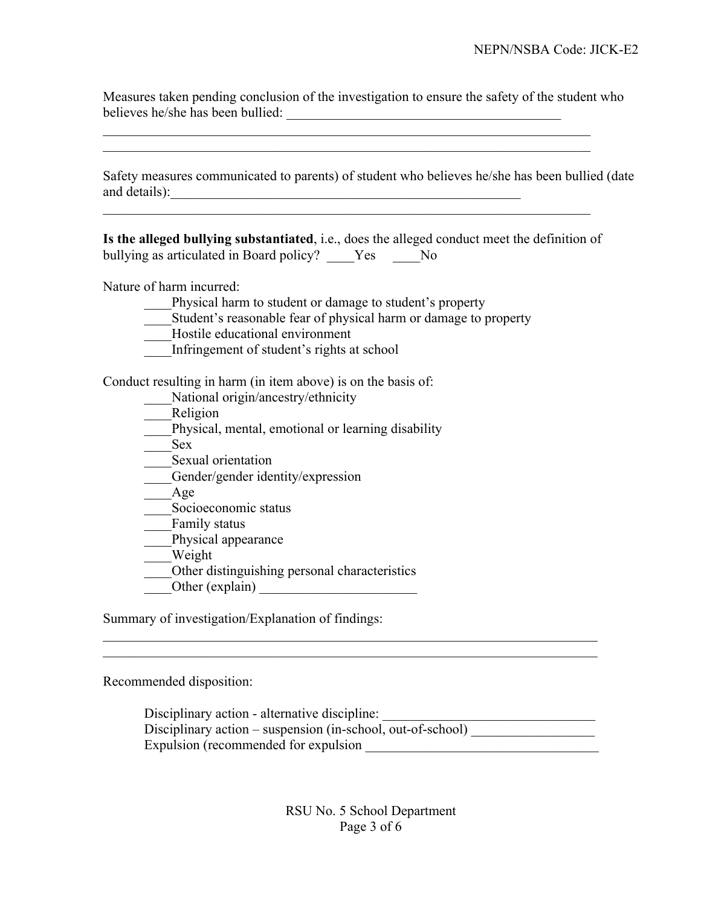Measures taken pending conclusion of the investigation to ensure the safety of the student who believes he/she has been bullied: ________________________________________

____________________________________________________________________________

____________________________________________________________________________

Safety measures communicated to parents) of student who believes he/she has been bullied (date and details):_____________________________________________________

____________________________________________________________________________

**Is the alleged bullying substantiated**, i.e., does the alleged conduct meet the definition of bullying as articulated in Board policy? ____Yes ____No

Nature of harm incurred:

- ____Physical harm to student or damage to student's property
- ____Student's reasonable fear of physical harm or damage to property
- ____Hostile educational environment
- ____Infringement of student's rights at school

Conduct resulting in harm (in item above) is on the basis of:

- ____National origin/ancestry/ethnicity
- ____Religion
- ____Physical, mental, emotional or learning disability
- ____Sex
- ____Sexual orientation
- ____Gender/gender identity/expression
- ____Age
- ____Socioeconomic status
- ____Family status
- ____Physical appearance
- ____Weight
- ____Other distinguishing personal characteristics
- ____Other (explain) ______________________

Summary of investigation/Explanation of findings:

____________________________________________________________________________

____________________________________________________________________________

Recommended disposition:

Disciplinary action - alternative discipline: ______________________________

Disciplinary action – suspension (in-school, out-of-school) __________________

Expulsion (recommended for expulsion ___________________________________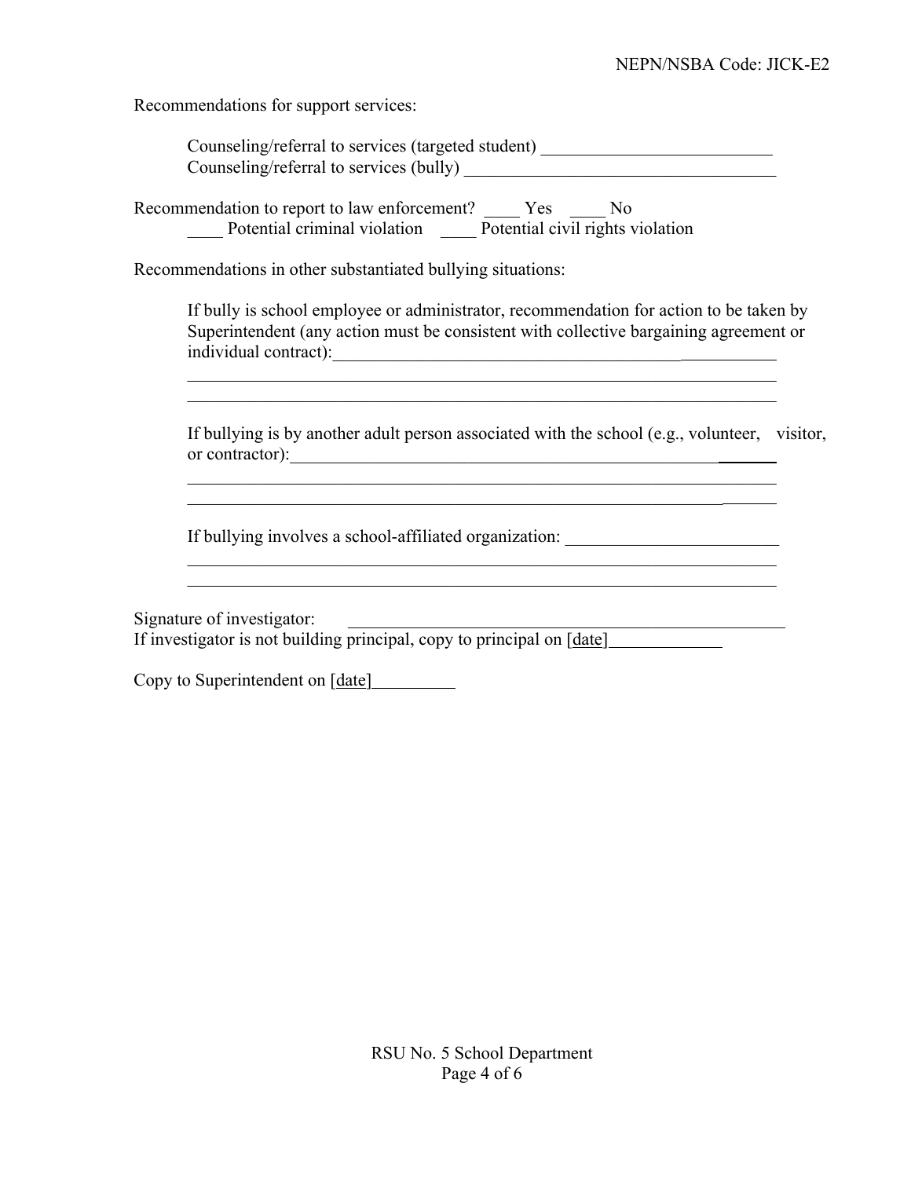Recommendations for support services:

> Counseling/referral to services (targeted student) __________________________
> Counseling/referral to services (bully) ___________________________________

Recommendation to report to law enforcement? ____ Yes ____ No
> ____ Potential criminal violation ____ Potential civil rights violation

Recommendations in other substantiated bullying situations:

> If bully is school employee or administrator, recommendation for action to be taken by Superintendent (any action must be consistent with collective bargaining agreement or individual contract):_____________________________________________________
> ____________________________________________________________________
> ____________________________________________________________________
>
> If bullying is by another adult person associated with the school (e.g., volunteer, visitor, or contractor):______________________________________________________
> ____________________________________________________________________
> ____________________________________________________________________
>
> If bullying involves a school-affiliated organization: ________________________
> ____________________________________________________________________
> ____________________________________________________________________

Signature of investigator: ___________________________________________________
If investigator is not building principal, copy to principal on [date]____________

Copy to Superintendent on [date]_________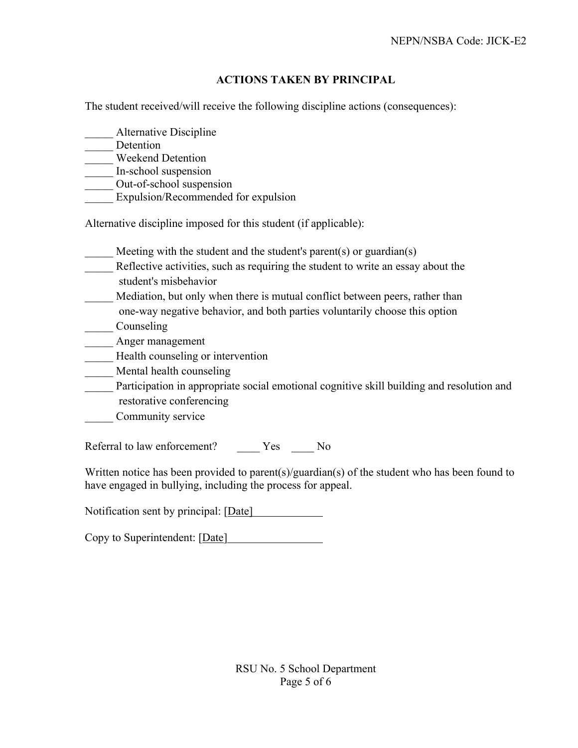## ACTIONS TAKEN BY PRINCIPAL

The student received/will receive the following discipline actions (consequences):

_____ Alternative Discipline
_____ Detention
_____ Weekend Detention
_____ In-school suspension
_____ Out-of-school suspension
_____ Expulsion/Recommended for expulsion

Alternative discipline imposed for this student (if applicable):

_____ Meeting with the student and the student's parent(s) or guardian(s)
_____ Reflective activities, such as requiring the student to write an essay about the student's misbehavior
_____ Mediation, but only when there is mutual conflict between peers, rather than one-way negative behavior, and both parties voluntarily choose this option
_____ Counseling
_____ Anger management
_____ Health counseling or intervention
_____ Mental health counseling
_____ Participation in appropriate social emotional cognitive skill building and resolution and restorative conferencing
_____ Community service

Referral to law enforcement? ____ Yes ____ No

Written notice has been provided to parent(s)/guardian(s) of the student who has been found to have engaged in bullying, including the process for appeal.

Notification sent by principal: [Date]____________

Copy to Superintendent: [Date]________________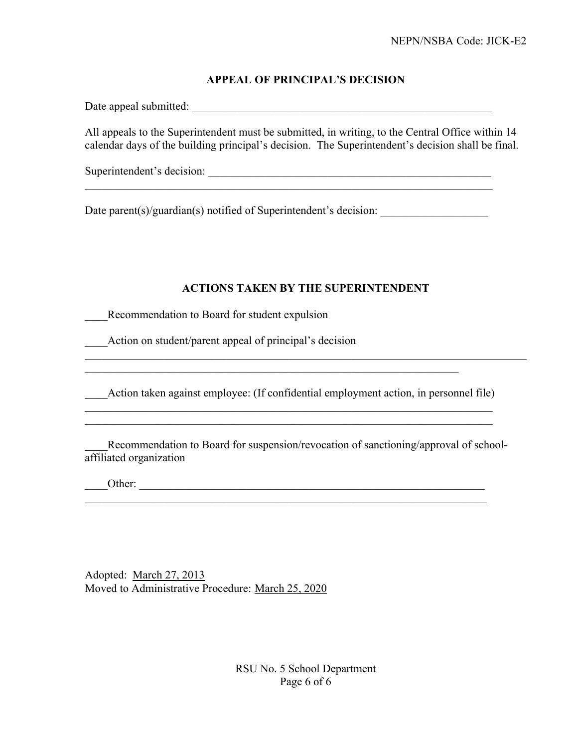NEPN/NSBA Code: JICK-E2

## APPEAL OF PRINCIPAL'S DECISION

Date appeal submitted: ___________________________________________________________

All appeals to the Superintendent must be submitted, in writing, to the Central Office within 14 calendar days of the building principal's decision. The Superintendent's decision shall be final.

Superintendent's decision: _______________________________________________________

_____________________________________________________________________________

Date parent(s)/guardian(s) notified of Superintendent's decision: ____________________

## ACTIONS TAKEN BY THE SUPERINTENDENT

____Recommendation to Board for student expulsion

____Action on student/parent appeal of principal's decision

_____________________________________________________________________________

_____________________________________________________________________

____Action taken against employee: (If confidential employment action, in personnel file)

_____________________________________________________________________________

_____________________________________________________________________________

____Recommendation to Board for suspension/revocation of sanctioning/approval of school-affiliated organization

____Other: _________________________________________________________________

_____________________________________________________________________________

Adopted: March 27, 2013

Moved to Administrative Procedure: March 25, 2020

RSU No. 5 School Department